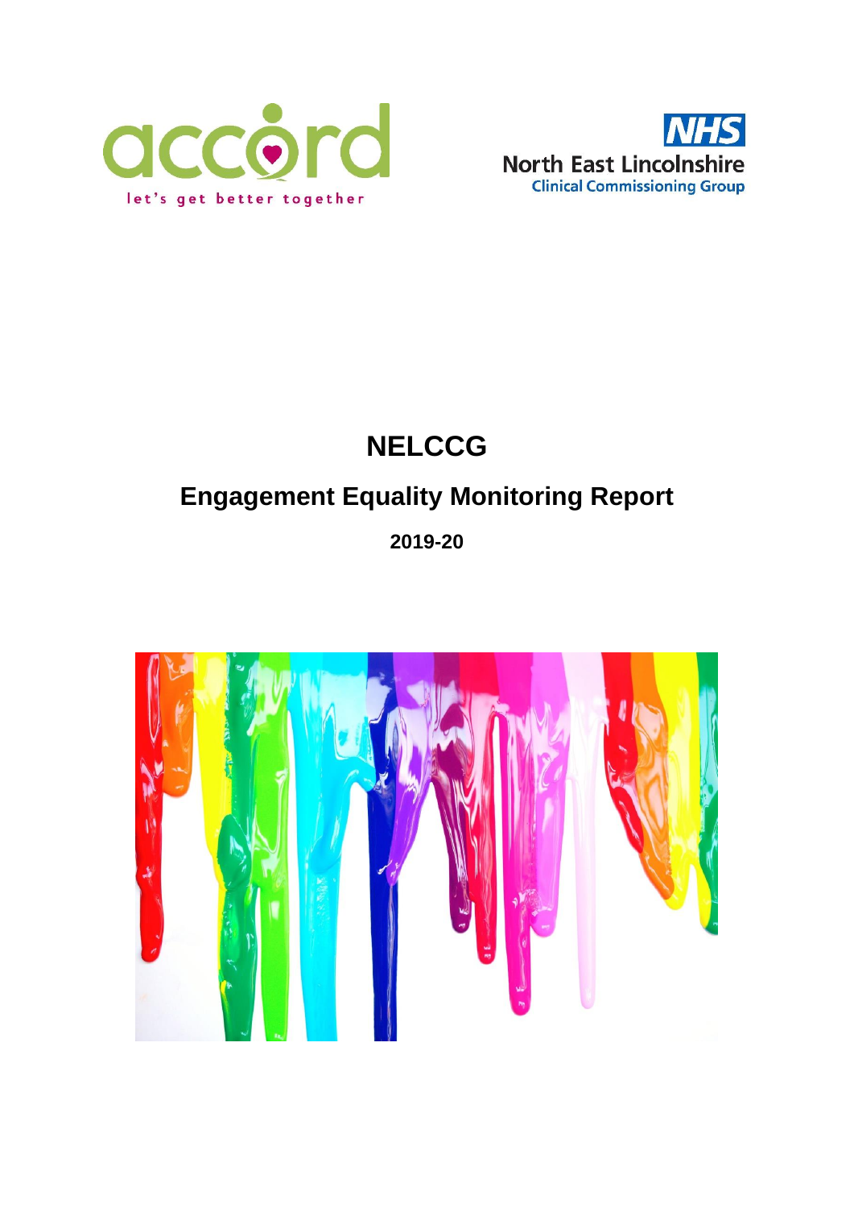accord

let's get better together

NHS
North East Lincolnshire
Clinical Commissioning Group

# NELCCG

## Engagement Equality Monitoring Report

**2019-20**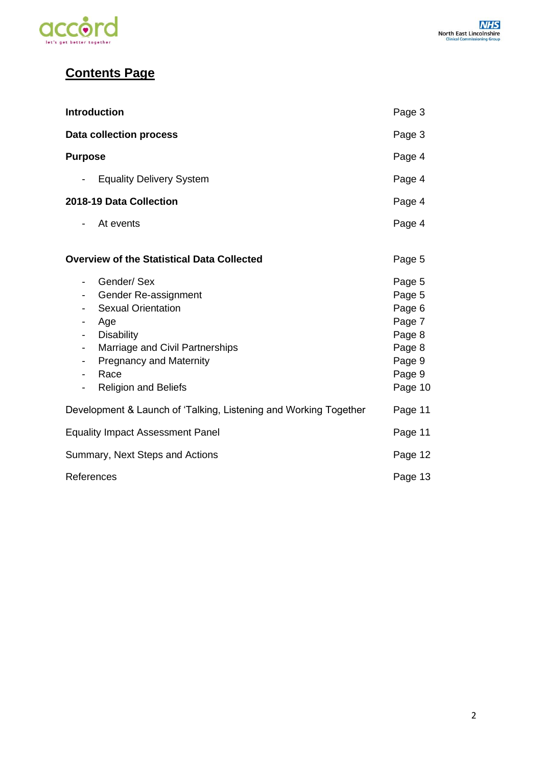## Contents Page

| | |
|---|---|
| **Introduction** | Page 3 |
| **Data collection process** | Page 3 |
| **Purpose** | Page 4 |
| - Equality Delivery System | Page 4 |
| **2018-19 Data Collection** | Page 4 |
| - At events | Page 4 |
| **Overview of the Statistical Data Collected** | Page 5 |
| - Gender/ Sex | Page 5 |
| - Gender Re-assignment | Page 5 |
| - Sexual Orientation | Page 6 |
| - Age | Page 7 |
| - Disability | Page 8 |
| - Marriage and Civil Partnerships | Page 8 |
| - Pregnancy and Maternity | Page 9 |
| - Race | Page 9 |
| - Religion and Beliefs | Page 10 |
| Development & Launch of 'Talking, Listening and Working Together | Page 11 |
| Equality Impact Assessment Panel | Page 11 |
| Summary, Next Steps and Actions | Page 12 |
| References | Page 13 |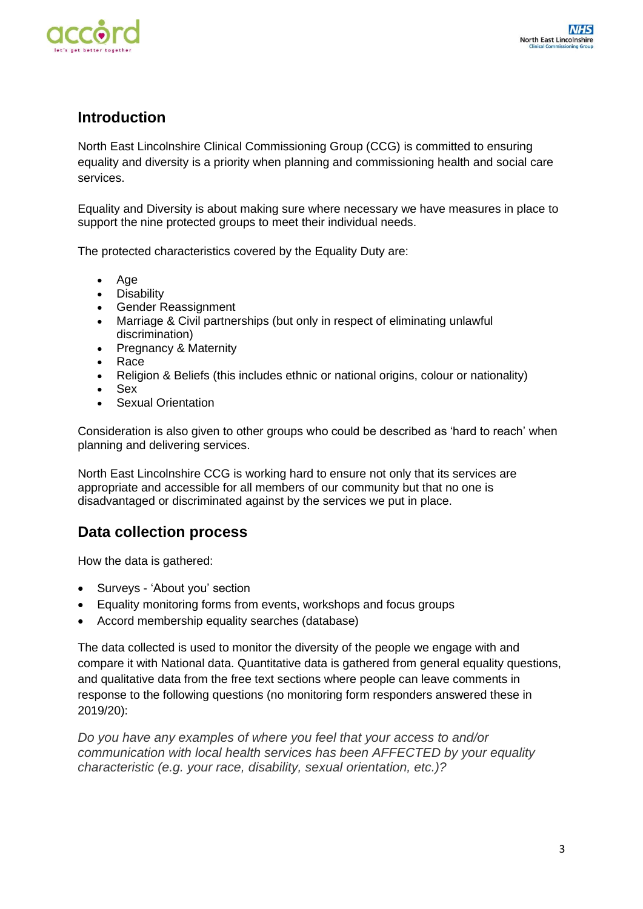## Introduction

North East Lincolnshire Clinical Commissioning Group (CCG) is committed to ensuring equality and diversity is a priority when planning and commissioning health and social care services.

Equality and Diversity is about making sure where necessary we have measures in place to support the nine protected groups to meet their individual needs.

The protected characteristics covered by the Equality Duty are:

- Age
- Disability
- Gender Reassignment
- Marriage & Civil partnerships (but only in respect of eliminating unlawful discrimination)
- Pregnancy & Maternity
- Race
- Religion & Beliefs (this includes ethnic or national origins, colour or nationality)
- Sex
- Sexual Orientation

Consideration is also given to other groups who could be described as 'hard to reach' when planning and delivering services.

North East Lincolnshire CCG is working hard to ensure not only that its services are appropriate and accessible for all members of our community but that no one is disadvantaged or discriminated against by the services we put in place.

## Data collection process

How the data is gathered:

- Surveys - 'About you' section
- Equality monitoring forms from events, workshops and focus groups
- Accord membership equality searches (database)

The data collected is used to monitor the diversity of the people we engage with and compare it with National data. Quantitative data is gathered from general equality questions, and qualitative data from the free text sections where people can leave comments in response to the following questions (no monitoring form responders answered these in 2019/20):

*Do you have any examples of where you feel that your access to and/or communication with local health services has been AFFECTED by your equality characteristic (e.g. your race, disability, sexual orientation, etc.)?*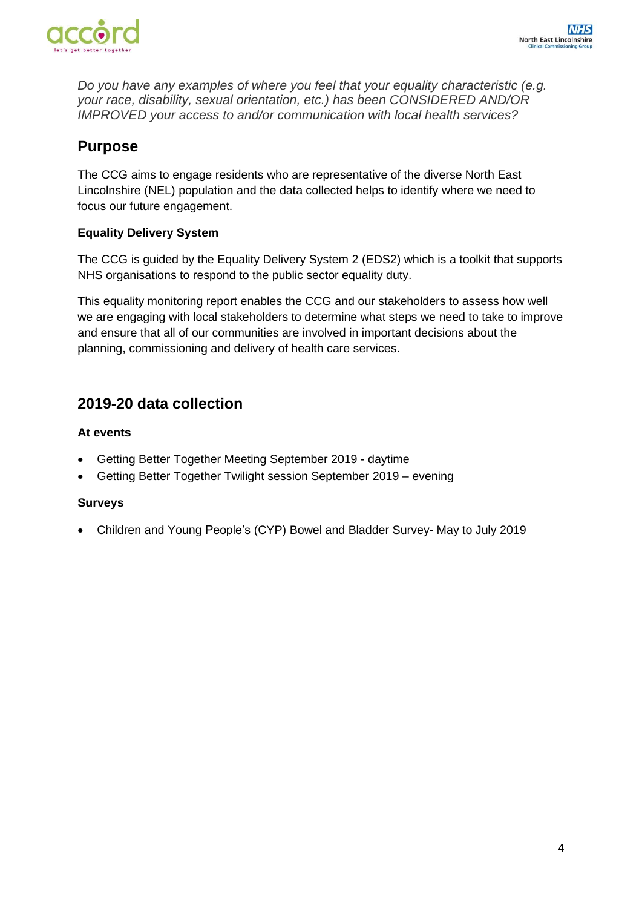*Do you have any examples of where you feel that your equality characteristic (e.g. your race, disability, sexual orientation, etc.) has been CONSIDERED AND/OR IMPROVED your access to and/or communication with local health services?*

## Purpose

The CCG aims to engage residents who are representative of the diverse North East Lincolnshire (NEL) population and the data collected helps to identify where we need to focus our future engagement.

**Equality Delivery System**

The CCG is guided by the Equality Delivery System 2 (EDS2) which is a toolkit that supports NHS organisations to respond to the public sector equality duty.

This equality monitoring report enables the CCG and our stakeholders to assess how well we are engaging with local stakeholders to determine what steps we need to take to improve and ensure that all of our communities are involved in important decisions about the planning, commissioning and delivery of health care services.

## 2019-20 data collection

**At events**

- Getting Better Together Meeting September 2019 - daytime
- Getting Better Together Twilight session September 2019 – evening

**Surveys**

- Children and Young People's (CYP) Bowel and Bladder Survey- May to July 2019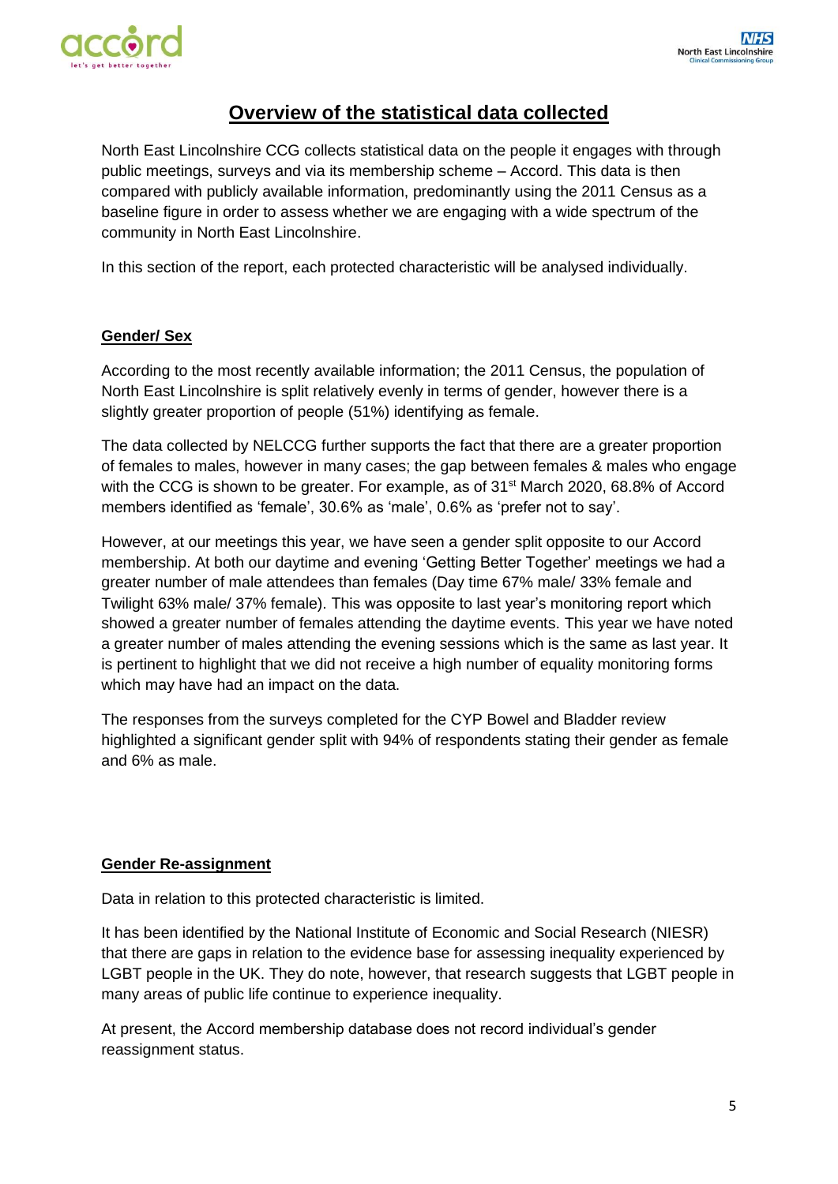# Overview of the statistical data collected

North East Lincolnshire CCG collects statistical data on the people it engages with through public meetings, surveys and via its membership scheme – Accord. This data is then compared with publicly available information, predominantly using the 2011 Census as a baseline figure in order to assess whether we are engaging with a wide spectrum of the community in North East Lincolnshire.

In this section of the report, each protected characteristic will be analysed individually.

## Gender/ Sex

According to the most recently available information; the 2011 Census, the population of North East Lincolnshire is split relatively evenly in terms of gender, however there is a slightly greater proportion of people (51%) identifying as female.

The data collected by NELCCG further supports the fact that there are a greater proportion of females to males, however in many cases; the gap between females & males who engage with the CCG is shown to be greater. For example, as of 31st March 2020, 68.8% of Accord members identified as 'female', 30.6% as 'male', 0.6% as 'prefer not to say'.

However, at our meetings this year, we have seen a gender split opposite to our Accord membership. At both our daytime and evening 'Getting Better Together' meetings we had a greater number of male attendees than females (Day time 67% male/ 33% female and Twilight 63% male/ 37% female). This was opposite to last year's monitoring report which showed a greater number of females attending the daytime events. This year we have noted a greater number of males attending the evening sessions which is the same as last year. It is pertinent to highlight that we did not receive a high number of equality monitoring forms which may have had an impact on the data.

The responses from the surveys completed for the CYP Bowel and Bladder review highlighted a significant gender split with 94% of respondents stating their gender as female and 6% as male.

## Gender Re-assignment

Data in relation to this protected characteristic is limited.

It has been identified by the National Institute of Economic and Social Research (NIESR) that there are gaps in relation to the evidence base for assessing inequality experienced by LGBT people in the UK. They do note, however, that research suggests that LGBT people in many areas of public life continue to experience inequality.

At present, the Accord membership database does not record individual's gender reassignment status.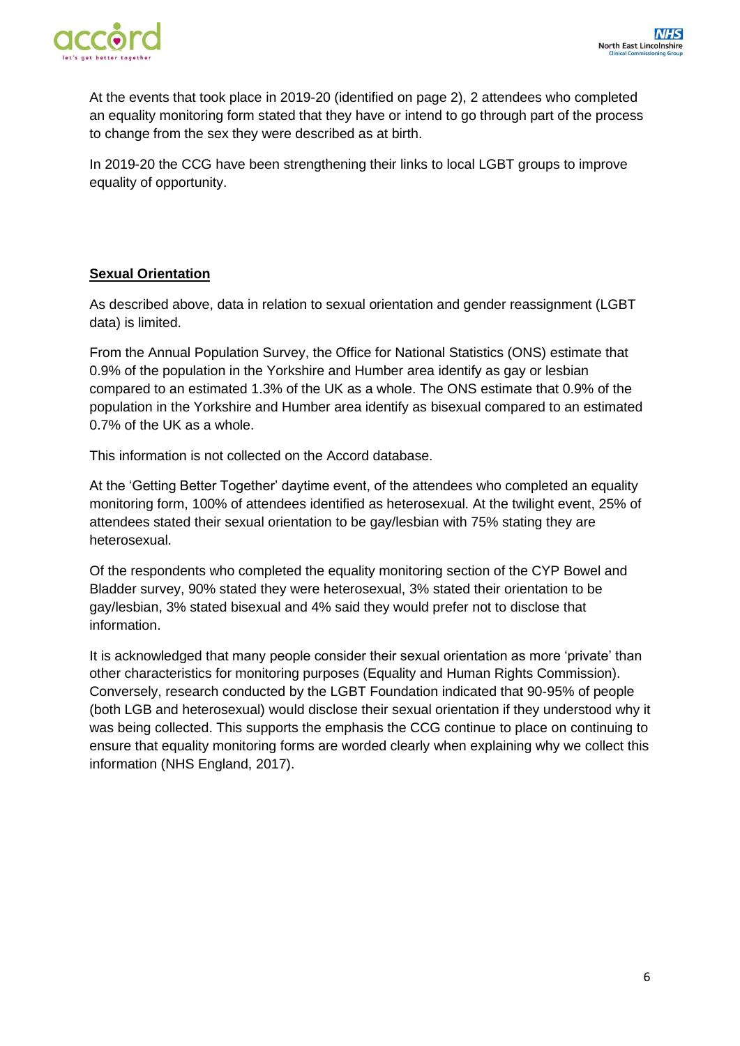At the events that took place in 2019-20 (identified on page 2), 2 attendees who completed an equality monitoring form stated that they have or intend to go through part of the process to change from the sex they were described as at birth.

In 2019-20 the CCG have been strengthening their links to local LGBT groups to improve equality of opportunity.

## Sexual Orientation

As described above, data in relation to sexual orientation and gender reassignment (LGBT data) is limited.

From the Annual Population Survey, the Office for National Statistics (ONS) estimate that 0.9% of the population in the Yorkshire and Humber area identify as gay or lesbian compared to an estimated 1.3% of the UK as a whole. The ONS estimate that 0.9% of the population in the Yorkshire and Humber area identify as bisexual compared to an estimated 0.7% of the UK as a whole.

This information is not collected on the Accord database.

At the 'Getting Better Together' daytime event, of the attendees who completed an equality monitoring form, 100% of attendees identified as heterosexual. At the twilight event, 25% of attendees stated their sexual orientation to be gay/lesbian with 75% stating they are heterosexual.

Of the respondents who completed the equality monitoring section of the CYP Bowel and Bladder survey, 90% stated they were heterosexual, 3% stated their orientation to be gay/lesbian, 3% stated bisexual and 4% said they would prefer not to disclose that information.

It is acknowledged that many people consider their sexual orientation as more 'private' than other characteristics for monitoring purposes (Equality and Human Rights Commission). Conversely, research conducted by the LGBT Foundation indicated that 90-95% of people (both LGB and heterosexual) would disclose their sexual orientation if they understood why it was being collected. This supports the emphasis the CCG continue to place on continuing to ensure that equality monitoring forms are worded clearly when explaining why we collect this information (NHS England, 2017).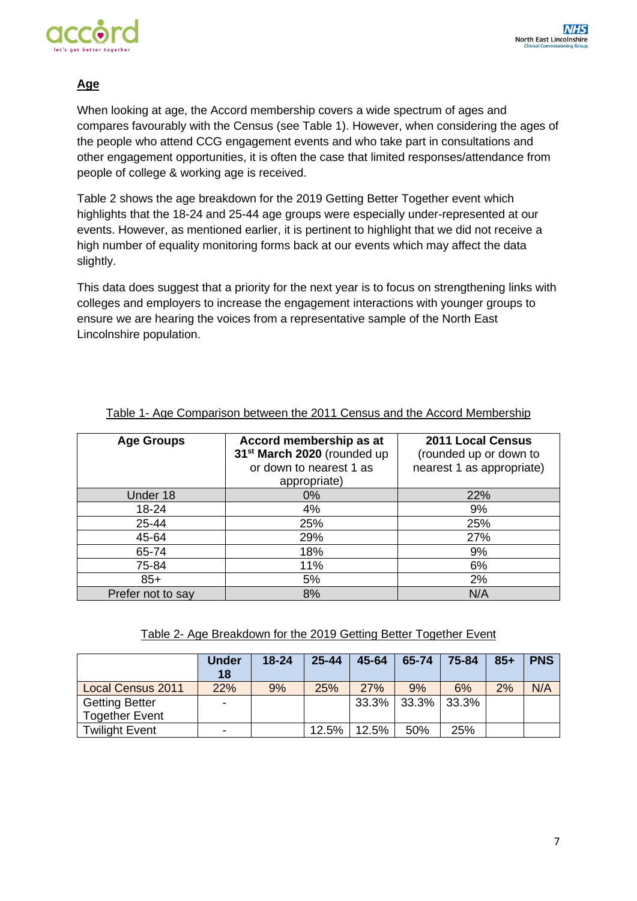## Age

When looking at age, the Accord membership covers a wide spectrum of ages and compares favourably with the Census (see Table 1). However, when considering the ages of the people who attend CCG engagement events and who take part in consultations and other engagement opportunities, it is often the case that limited responses/attendance from people of college & working age is received.

Table 2 shows the age breakdown for the 2019 Getting Better Together event which highlights that the 18-24 and 25-44 age groups were especially under-represented at our events. However, as mentioned earlier, it is pertinent to highlight that we did not receive a high number of equality monitoring forms back at our events which may affect the data slightly.

This data does suggest that a priority for the next year is to focus on strengthening links with colleges and employers to increase the engagement interactions with younger groups to ensure we are hearing the voices from a representative sample of the North East Lincolnshire population.

Table 1- Age Comparison between the 2011 Census and the Accord Membership

| Age Groups | **Accord membership as at 31st March 2020** (rounded up or down to nearest 1 as appropriate) | **2011 Local Census** (rounded up or down to nearest 1 as appropriate) |
|---|---|---|
| Under 18 | 0% | 22% |
| 18-24 | 4% | 9% |
| 25-44 | 25% | 25% |
| 45-64 | 29% | 27% |
| 65-74 | 18% | 9% |
| 75-84 | 11% | 6% |
| 85+ | 5% | 2% |
| Prefer not to say | 8% | N/A |

Table 2- Age Breakdown for the 2019 Getting Better Together Event

| | Under 18 | 18-24 | 25-44 | 45-64 | 65-74 | 75-84 | 85+ | PNS |
|---|---|---|---|---|---|---|---|---|
| Local Census 2011 | 22% | 9% | 25% | 27% | 9% | 6% | 2% | N/A |
| Getting Better Together Event | - | | | 33.3% | 33.3% | 33.3% | | |
| Twilight Event | - | | 12.5% | 12.5% | 50% | 25% | | |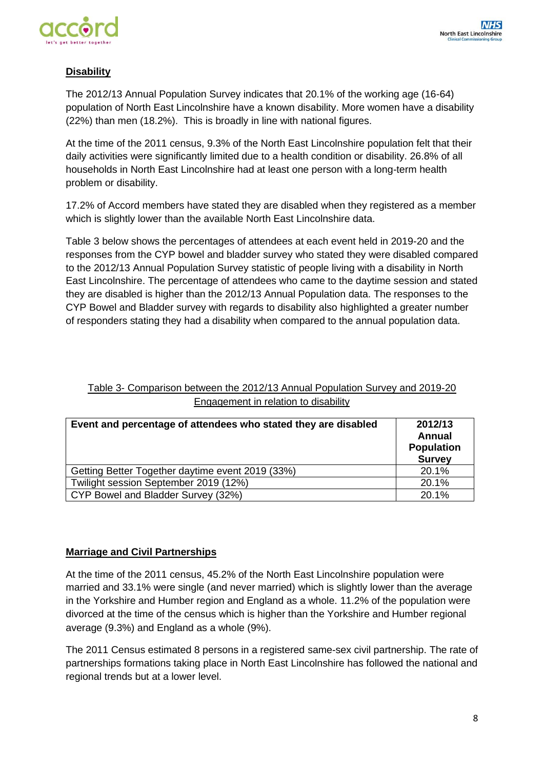## Disability

The 2012/13 Annual Population Survey indicates that 20.1% of the working age (16-64) population of North East Lincolnshire have a known disability. More women have a disability (22%) than men (18.2%). This is broadly in line with national figures.

At the time of the 2011 census, 9.3% of the North East Lincolnshire population felt that their daily activities were significantly limited due to a health condition or disability. 26.8% of all households in North East Lincolnshire had at least one person with a long-term health problem or disability.

17.2% of Accord members have stated they are disabled when they registered as a member which is slightly lower than the available North East Lincolnshire data.

Table 3 below shows the percentages of attendees at each event held in 2019-20 and the responses from the CYP bowel and bladder survey who stated they were disabled compared to the 2012/13 Annual Population Survey statistic of people living with a disability in North East Lincolnshire. The percentage of attendees who came to the daytime session and stated they are disabled is higher than the 2012/13 Annual Population data. The responses to the CYP Bowel and Bladder survey with regards to disability also highlighted a greater number of responders stating they had a disability when compared to the annual population data.

Table 3- Comparison between the 2012/13 Annual Population Survey and 2019-20 Engagement in relation to disability

| Event and percentage of attendees who stated they are disabled | 2012/13 Annual Population Survey |
|---|---|
| Getting Better Together daytime event 2019 (33%) | 20.1% |
| Twilight session September 2019 (12%) | 20.1% |
| CYP Bowel and Bladder Survey (32%) | 20.1% |

## Marriage and Civil Partnerships

At the time of the 2011 census, 45.2% of the North East Lincolnshire population were married and 33.1% were single (and never married) which is slightly lower than the average in the Yorkshire and Humber region and England as a whole. 11.2% of the population were divorced at the time of the census which is higher than the Yorkshire and Humber regional average (9.3%) and England as a whole (9%).

The 2011 Census estimated 8 persons in a registered same-sex civil partnership. The rate of partnerships formations taking place in North East Lincolnshire has followed the national and regional trends but at a lower level.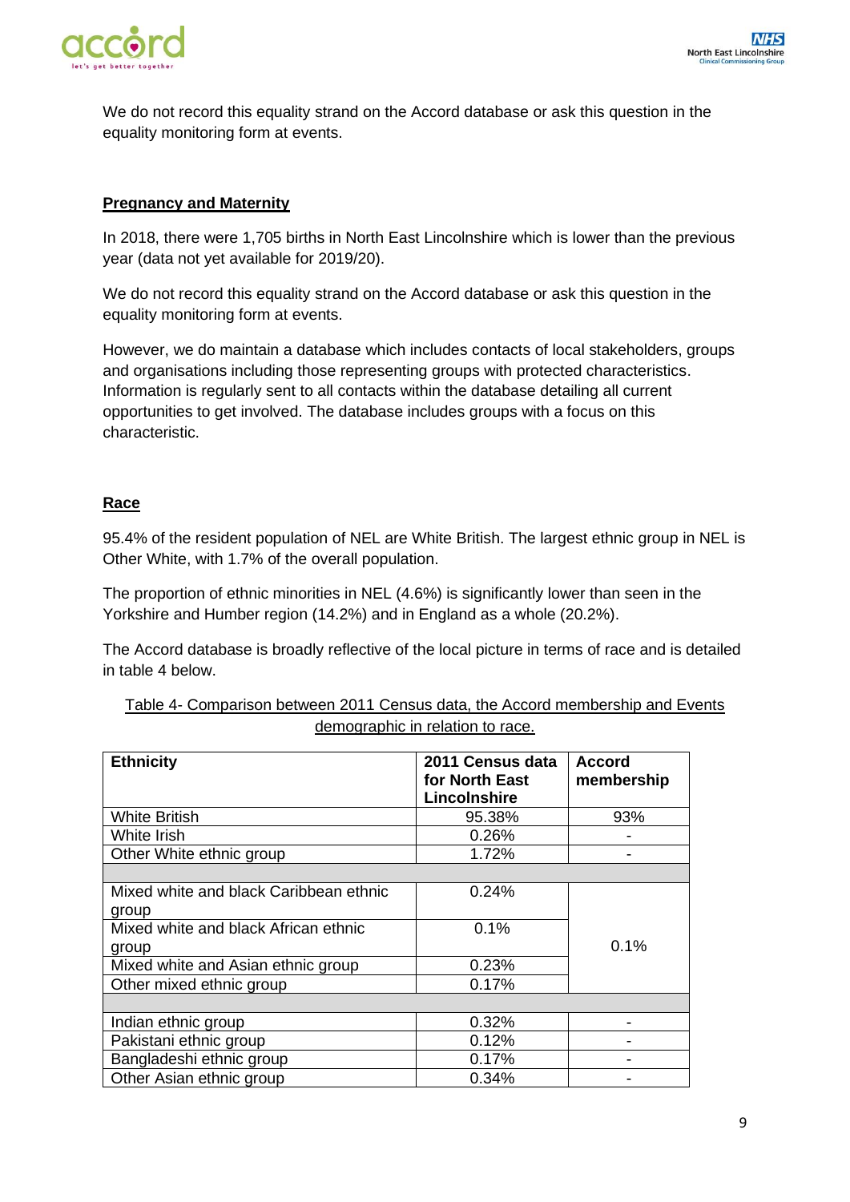We do not record this equality strand on the Accord database or ask this question in the equality monitoring form at events.

## Pregnancy and Maternity

In 2018, there were 1,705 births in North East Lincolnshire which is lower than the previous year (data not yet available for 2019/20).

We do not record this equality strand on the Accord database or ask this question in the equality monitoring form at events.

However, we do maintain a database which includes contacts of local stakeholders, groups and organisations including those representing groups with protected characteristics. Information is regularly sent to all contacts within the database detailing all current opportunities to get involved. The database includes groups with a focus on this characteristic.

## Race

95.4% of the resident population of NEL are White British. The largest ethnic group in NEL is Other White, with 1.7% of the overall population.

The proportion of ethnic minorities in NEL (4.6%) is significantly lower than seen in the Yorkshire and Humber region (14.2%) and in England as a whole (20.2%).

The Accord database is broadly reflective of the local picture in terms of race and is detailed in table 4 below.

Table 4- Comparison between 2011 Census data, the Accord membership and Events demographic in relation to race.

| Ethnicity | 2011 Census data for North East Lincolnshire | Accord membership |
|---|---|---|
| White British | 95.38% | 93% |
| White Irish | 0.26% | - |
| Other White ethnic group | 1.72% | - |
| | | |
| Mixed white and black Caribbean ethnic group | 0.24% | 0.1% |
| Mixed white and black African ethnic group | 0.1% | |
| Mixed white and Asian ethnic group | 0.23% | |
| Other mixed ethnic group | 0.17% | |
| | | |
| Indian ethnic group | 0.32% | - |
| Pakistani ethnic group | 0.12% | - |
| Bangladeshi ethnic group | 0.17% | - |
| Other Asian ethnic group | 0.34% | - |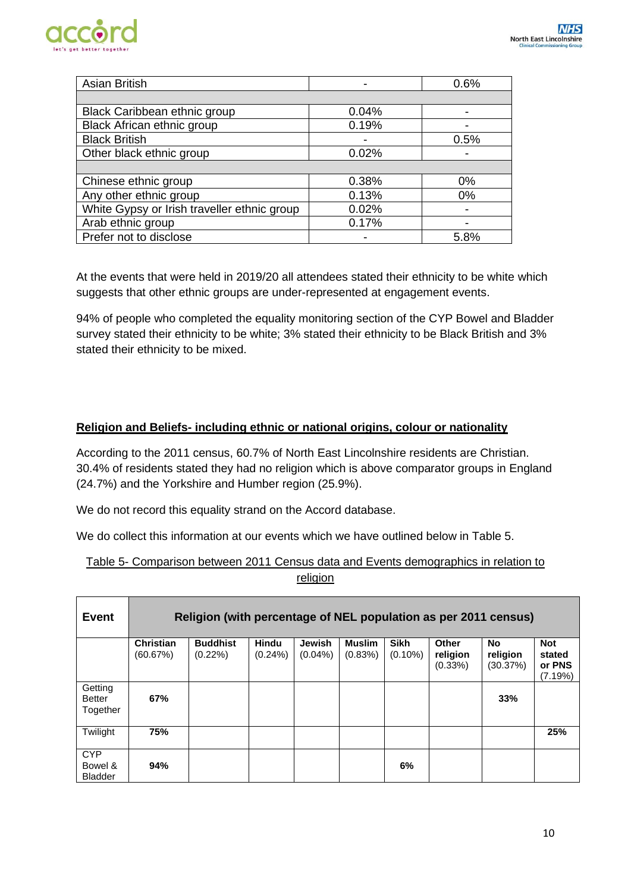| | | |
|---|---|---|
| Asian British | - | 0.6% |
| | | |
| Black Caribbean ethnic group | 0.04% | - |
| Black African ethnic group | 0.19% | - |
| Black British | - | 0.5% |
| Other black ethnic group | 0.02% | - |
| | | |
| Chinese ethnic group | 0.38% | 0% |
| Any other ethnic group | 0.13% | 0% |
| White Gypsy or Irish traveller ethnic group | 0.02% | - |
| Arab ethnic group | 0.17% | - |
| Prefer not to disclose | - | 5.8% |

At the events that were held in 2019/20 all attendees stated their ethnicity to be white which suggests that other ethnic groups are under-represented at engagement events.

94% of people who completed the equality monitoring section of the CYP Bowel and Bladder survey stated their ethnicity to be white; 3% stated their ethnicity to be Black British and 3% stated their ethnicity to be mixed.

## Religion and Beliefs- including ethnic or national origins, colour or nationality

According to the 2011 census, 60.7% of North East Lincolnshire residents are Christian. 30.4% of residents stated they had no religion which is above comparator groups in England (24.7%) and the Yorkshire and Humber region (25.9%).

We do not record this equality strand on the Accord database.

We do collect this information at our events which we have outlined below in Table 5.

Table 5- Comparison between 2011 Census data and Events demographics in relation to religion

| Event | Religion (with percentage of NEL population as per 2011 census) | | | | | | | | |
|---|---|---|---|---|---|---|---|---|---|
| | **Christian** (60.67%) | **Buddhist** (0.22%) | **Hindu** (0.24%) | **Jewish** (0.04%) | **Muslim** (0.83%) | **Sikh** (0.10%) | **Other religion** (0.33%) | **No religion** (30.37%) | **Not stated or PNS** (7.19%) |
| Getting Better Together | **67%** | | | | | | | **33%** | |
| Twilight | **75%** | | | | | | | | **25%** |
| CYP Bowel & Bladder | **94%** | | | | | **6%** | | | |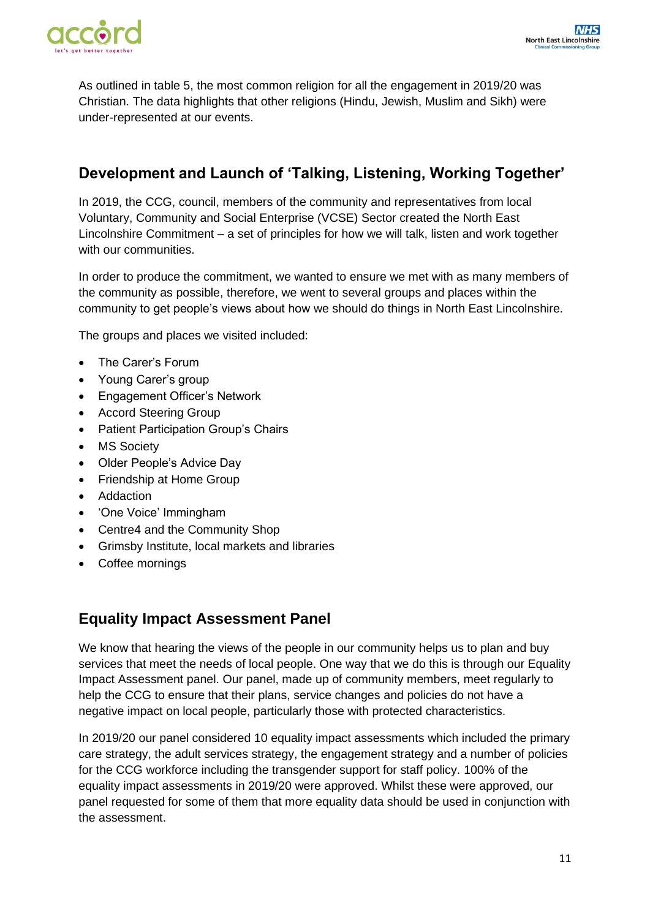As outlined in table 5, the most common religion for all the engagement in 2019/20 was Christian. The data highlights that other religions (Hindu, Jewish, Muslim and Sikh) were under-represented at our events.

## Development and Launch of 'Talking, Listening, Working Together'

In 2019, the CCG, council, members of the community and representatives from local Voluntary, Community and Social Enterprise (VCSE) Sector created the North East Lincolnshire Commitment – a set of principles for how we will talk, listen and work together with our communities.

In order to produce the commitment, we wanted to ensure we met with as many members of the community as possible, therefore, we went to several groups and places within the community to get people's views about how we should do things in North East Lincolnshire.

The groups and places we visited included:

- The Carer's Forum
- Young Carer's group
- Engagement Officer's Network
- Accord Steering Group
- Patient Participation Group's Chairs
- MS Society
- Older People's Advice Day
- Friendship at Home Group
- Addaction
- 'One Voice' Immingham
- Centre4 and the Community Shop
- Grimsby Institute, local markets and libraries
- Coffee mornings

## Equality Impact Assessment Panel

We know that hearing the views of the people in our community helps us to plan and buy services that meet the needs of local people. One way that we do this is through our Equality Impact Assessment panel. Our panel, made up of community members, meet regularly to help the CCG to ensure that their plans, service changes and policies do not have a negative impact on local people, particularly those with protected characteristics.

In 2019/20 our panel considered 10 equality impact assessments which included the primary care strategy, the adult services strategy, the engagement strategy and a number of policies for the CCG workforce including the transgender support for staff policy. 100% of the equality impact assessments in 2019/20 were approved. Whilst these were approved, our panel requested for some of them that more equality data should be used in conjunction with the assessment.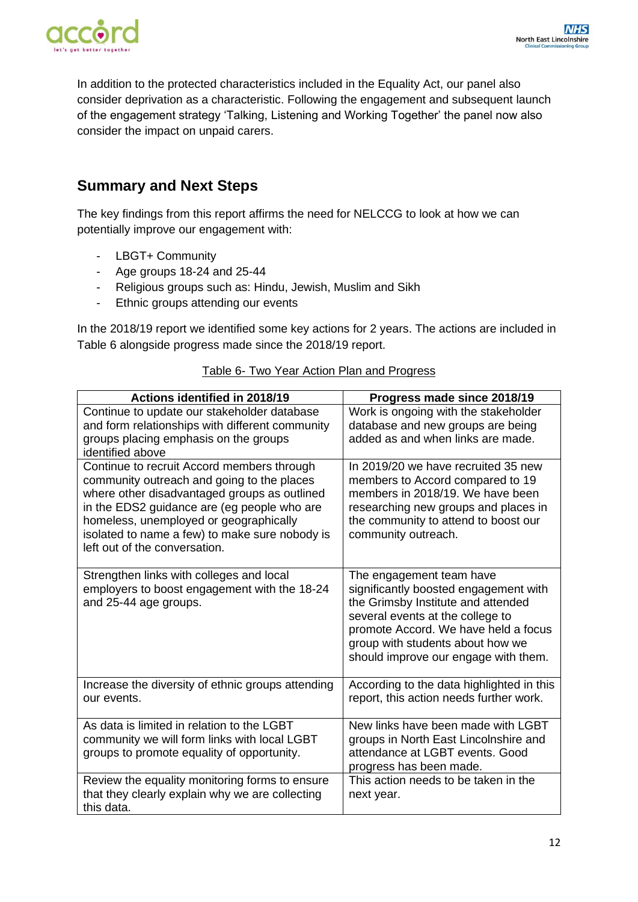In addition to the protected characteristics included in the Equality Act, our panel also consider deprivation as a characteristic. Following the engagement and subsequent launch of the engagement strategy 'Talking, Listening and Working Together' the panel now also consider the impact on unpaid carers.

## Summary and Next Steps

The key findings from this report affirms the need for NELCCG to look at how we can potentially improve our engagement with:

- LBGT+ Community
- Age groups 18-24 and 25-44
- Religious groups such as: Hindu, Jewish, Muslim and Sikh
- Ethnic groups attending our events

In the 2018/19 report we identified some key actions for 2 years. The actions are included in Table 6 alongside progress made since the 2018/19 report.

Table 6- Two Year Action Plan and Progress

| Actions identified in 2018/19 | Progress made since 2018/19 |
|---|---|
| Continue to update our stakeholder database and form relationships with different community groups placing emphasis on the groups identified above | Work is ongoing with the stakeholder database and new groups are being added as and when links are made. |
| Continue to recruit Accord members through community outreach and going to the places where other disadvantaged groups as outlined in the EDS2 guidance are (eg people who are homeless, unemployed or geographically isolated to name a few) to make sure nobody is left out of the conversation. | In 2019/20 we have recruited 35 new members to Accord compared to 19 members in 2018/19. We have been researching new groups and places in the community to attend to boost our community outreach. |
| Strengthen links with colleges and local employers to boost engagement with the 18-24 and 25-44 age groups. | The engagement team have significantly boosted engagement with the Grimsby Institute and attended several events at the college to promote Accord. We have held a focus group with students about how we should improve our engage with them. |
| Increase the diversity of ethnic groups attending our events. | According to the data highlighted in this report, this action needs further work. |
| As data is limited in relation to the LGBT community we will form links with local LGBT groups to promote equality of opportunity. | New links have been made with LGBT groups in North East Lincolnshire and attendance at LGBT events. Good progress has been made. |
| Review the equality monitoring forms to ensure that they clearly explain why we are collecting this data. | This action needs to be taken in the next year. |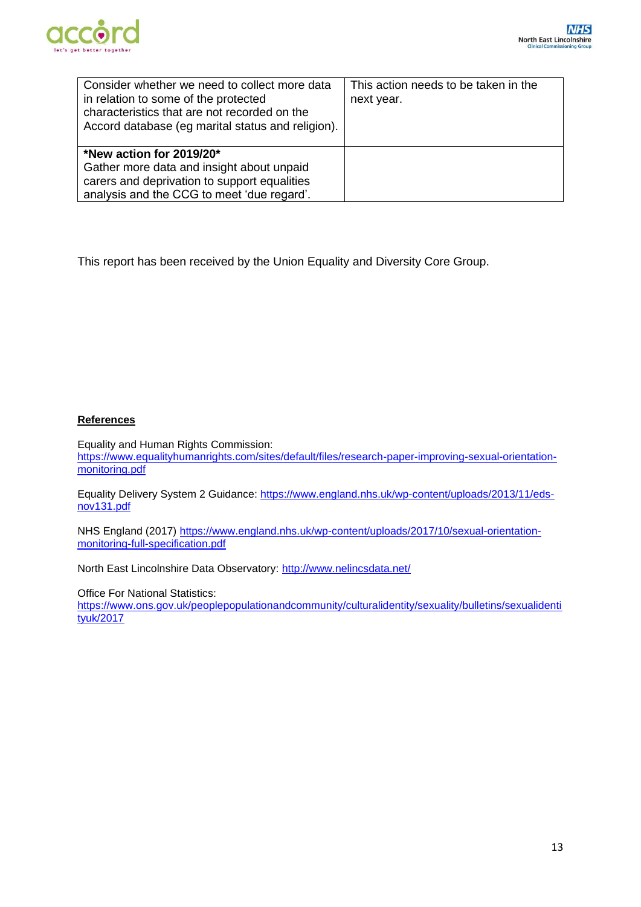| | |
|---|---|
| Consider whether we need to collect more data in relation to some of the protected characteristics that are not recorded on the Accord database (eg marital status and religion). | This action needs to be taken in the next year. |
| **\*New action for 2019/20\*** Gather more data and insight about unpaid carers and deprivation to support equalities analysis and the CCG to meet 'due regard'. | |

This report has been received by the Union Equality and Diversity Core Group.

**References**

Equality and Human Rights Commission: https://www.equalityhumanrights.com/sites/default/files/research-paper-improving-sexual-orientation-monitoring.pdf

Equality Delivery System 2 Guidance: https://www.england.nhs.uk/wp-content/uploads/2013/11/eds-nov131.pdf

NHS England (2017) https://www.england.nhs.uk/wp-content/uploads/2017/10/sexual-orientation-monitoring-full-specification.pdf

North East Lincolnshire Data Observatory: http://www.nelincsdata.net/

Office For National Statistics: https://www.ons.gov.uk/peoplepopulationandcommunity/culturalidentity/sexuality/bulletins/sexualidentityuk/2017